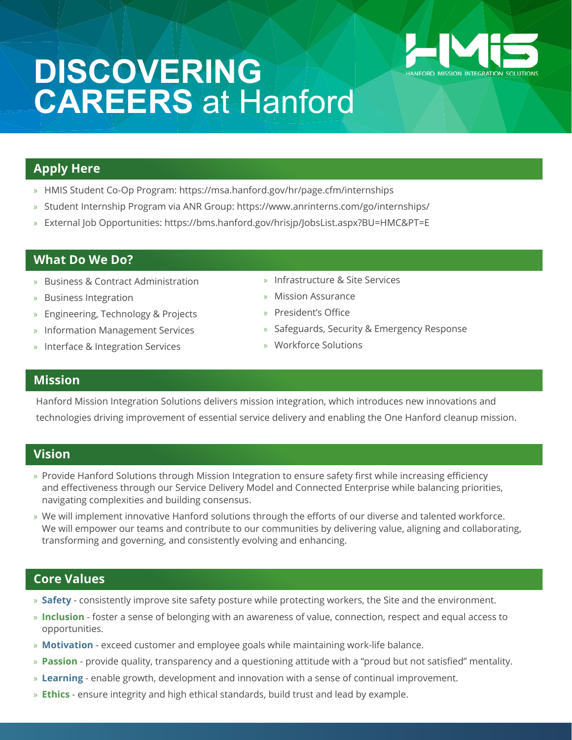# DISCOVERING CAREERS at Hanford

HANFORD MISSION INTEGRATION SOLUTIONS

## Apply Here

- HMIS Student Co-Op Program: https://msa.hanford.gov/hr/page.cfm/internships
- Student Internship Program via ANR Group: https://www.anrinterns.com/go/internships/
- External Job Opportunities: https://bms.hanford.gov/hrisjp/JobsList.aspx?BU=HMC&PT=E

## What Do We Do?

- Business & Contract Administration
- Business Integration
- Engineering, Technology & Projects
- Information Management Services
- Interface & Integration Services
- Infrastructure & Site Services
- Mission Assurance
- President's Office
- Safeguards, Security & Emergency Response
- Workforce Solutions

## Mission

Hanford Mission Integration Solutions delivers mission integration, which introduces new innovations and technologies driving improvement of essential service delivery and enabling the One Hanford cleanup mission.

## Vision

- Provide Hanford Solutions through Mission Integration to ensure safety first while increasing efficiency and effectiveness through our Service Delivery Model and Connected Enterprise while balancing priorities, navigating complexities and building consensus.
- We will implement innovative Hanford solutions through the efforts of our diverse and talented workforce. We will empower our teams and contribute to our communities by delivering value, aligning and collaborating, transforming and governing, and consistently evolving and enhancing.

## Core Values

- **Safety** - consistently improve site safety posture while protecting workers, the Site and the environment.
- **Inclusion** - foster a sense of belonging with an awareness of value, connection, respect and equal access to opportunities.
- **Motivation** - exceed customer and employee goals while maintaining work-life balance.
- **Passion** - provide quality, transparency and a questioning attitude with a "proud but not satisfied" mentality.
- **Learning** - enable growth, development and innovation with a sense of continual improvement.
- **Ethics** - ensure integrity and high ethical standards, build trust and lead by example.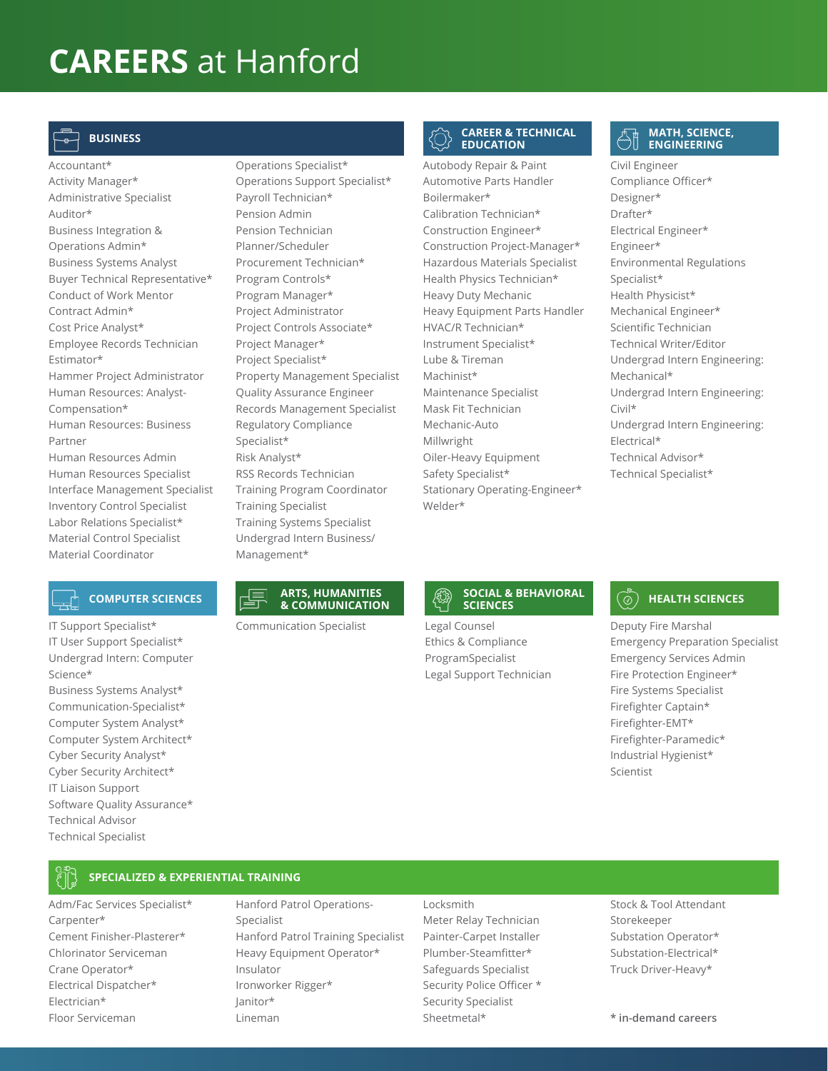# **CAREERS** at Hanford

## BUSINESS

- Accountant*
- Activity Manager*
- Administrative Specialist
- Auditor*
- Business Integration & Operations Admin*
- Business Systems Analyst
- Buyer Technical Representative*
- Conduct of Work Mentor
- Contract Admin*
- Cost Price Analyst*
- Employee Records Technician
- Estimator*
- Hammer Project Administrator
- Human Resources: Analyst-Compensation*
- Human Resources: Business Partner
- Human Resources Admin
- Human Resources Specialist
- Interface Management Specialist
- Inventory Control Specialist
- Labor Relations Specialist*
- Material Control Specialist
- Material Coordinator
- Operations Specialist*
- Operations Support Specialist*
- Payroll Technician*
- Pension Admin
- Pension Technician
- Planner/Scheduler
- Procurement Technician*
- Program Controls*
- Program Manager*
- Project Administrator
- Project Controls Associate*
- Project Manager*
- Project Specialist*
- Property Management Specialist
- Quality Assurance Engineer
- Records Management Specialist
- Regulatory Compliance Specialist*
- Risk Analyst*
- RSS Records Technician
- Training Program Coordinator
- Training Specialist
- Training Systems Specialist
- Undergrad Intern Business/ Management*

## CAREER & TECHNICAL EDUCATION

- Autobody Repair & Paint
- Automotive Parts Handler
- Boilermaker*
- Calibration Technician*
- Construction Engineer*
- Construction Project-Manager*
- Hazardous Materials Specialist
- Health Physics Technician*
- Heavy Duty Mechanic
- Heavy Equipment Parts Handler
- HVAC/R Technician*
- Instrument Specialist*
- Lube & Tireman
- Machinist*
- Maintenance Specialist
- Mask Fit Technician
- Mechanic-Auto
- Millwright
- Oiler-Heavy Equipment
- Safety Specialist*
- Stationary Operating-Engineer*
- Welder*

## MATH, SCIENCE, ENGINEERING

- Civil Engineer
- Compliance Officer*
- Designer*
- Drafter*
- Electrical Engineer*
- Engineer*
- Environmental Regulations Specialist*
- Health Physicist*
- Mechanical Engineer*
- Scientific Technician
- Technical Writer/Editor
- Undergrad Intern Engineering: Mechanical*
- Undergrad Intern Engineering: Civil*
- Undergrad Intern Engineering: Electrical*
- Technical Advisor*
- Technical Specialist*

## COMPUTER SCIENCES

- IT Support Specialist*
- IT User Support Specialist*
- Undergrad Intern: Computer Science*
- Business Systems Analyst*
- Communication-Specialist*
- Computer System Analyst*
- Computer System Architect*
- Cyber Security Analyst*
- Cyber Security Architect*
- IT Liaison Support
- Software Quality Assurance*
- Technical Advisor
- Technical Specialist

## ARTS, HUMANITIES & COMMUNICATION

- Communication Specialist

## SOCIAL & BEHAVIORAL SCIENCES

- Legal Counsel
- Ethics & Compliance ProgramSpecialist
- Legal Support Technician

## HEALTH SCIENCES

- Deputy Fire Marshal
- Emergency Preparation Specialist
- Emergency Services Admin
- Fire Protection Engineer*
- Fire Systems Specialist
- Firefighter Captain*
- Firefighter-EMT*
- Firefighter-Paramedic*
- Industrial Hygienist*
- Scientist

## SPECIALIZED & EXPERIENTIAL TRAINING

- Adm/Fac Services Specialist*
- Carpenter*
- Cement Finisher-Plasterer*
- Chlorinator Serviceman
- Crane Operator*
- Electrical Dispatcher*
- Electrician*
- Floor Serviceman
- Hanford Patrol Operations-Specialist
- Hanford Patrol Training Specialist
- Heavy Equipment Operator*
- Insulator
- Ironworker Rigger*
- Janitor*
- Lineman
- Locksmith
- Meter Relay Technician
- Painter-Carpet Installer
- Plumber-Steamfitter*
- Safeguards Specialist
- Security Police Officer *
- Security Specialist
- Sheetmetal*
- Stock & Tool Attendant
- Storekeeper
- Substation Operator*
- Substation-Electrical*
- Truck Driver-Heavy*

**\* in-demand careers**